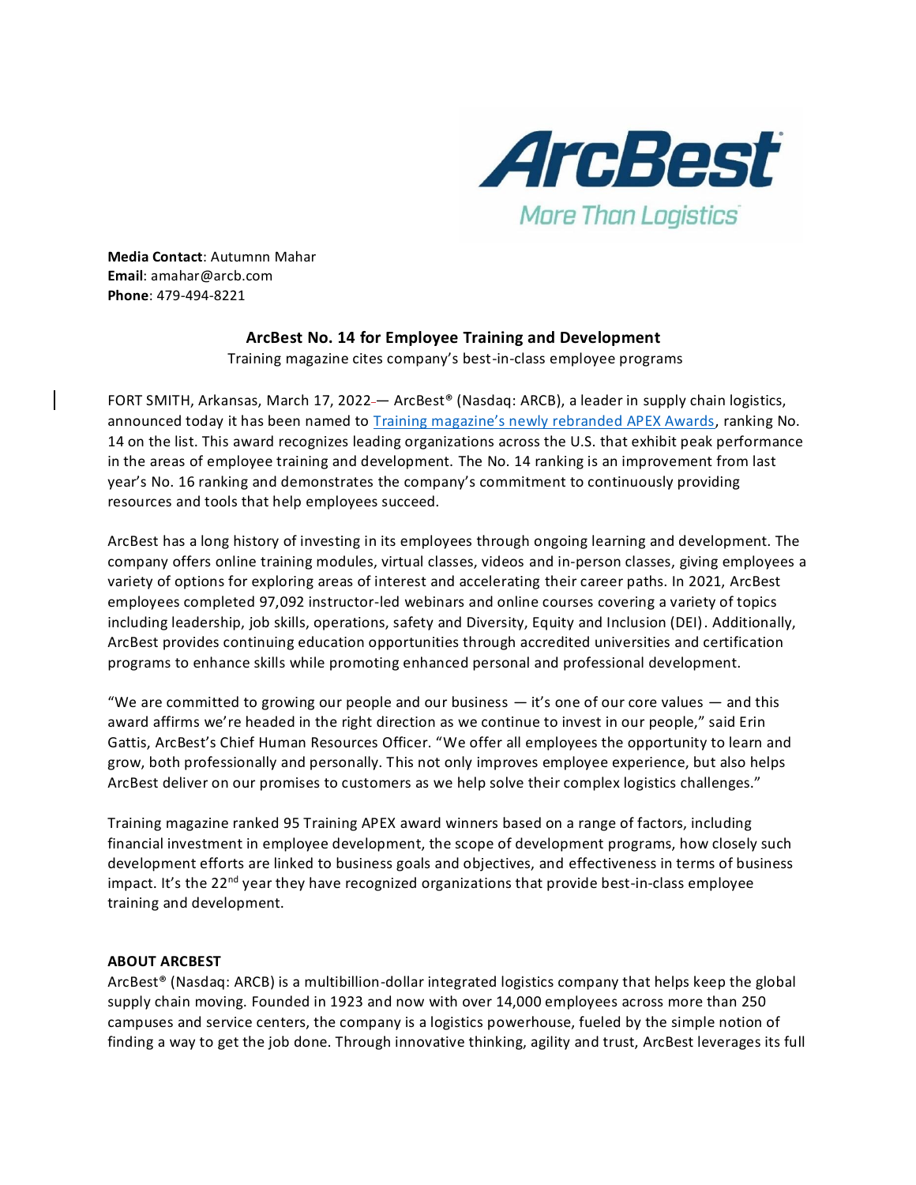**Media Contact**: Autumnn Mahar
**Email**: amahar@arcb.com
**Phone**: 479-494-8221

## ArcBest No. 14 for Employee Training and Development

Training magazine cites company's best-in-class employee programs

FORT SMITH, Arkansas, March 17, 2022 — ArcBest® (Nasdaq: ARCB), a leader in supply chain logistics, announced today it has been named to [Training magazine's newly rebranded APEX Awards](), ranking No. 14 on the list. This award recognizes leading organizations across the U.S. that exhibit peak performance in the areas of employee training and development. The No. 14 ranking is an improvement from last year's No. 16 ranking and demonstrates the company's commitment to continuously providing resources and tools that help employees succeed.

ArcBest has a long history of investing in its employees through ongoing learning and development. The company offers online training modules, virtual classes, videos and in-person classes, giving employees a variety of options for exploring areas of interest and accelerating their career paths. In 2021, ArcBest employees completed 97,092 instructor-led webinars and online courses covering a variety of topics including leadership, job skills, operations, safety and Diversity, Equity and Inclusion (DEI). Additionally, ArcBest provides continuing education opportunities through accredited universities and certification programs to enhance skills while promoting enhanced personal and professional development.

"We are committed to growing our people and our business — it's one of our core values — and this award affirms we're headed in the right direction as we continue to invest in our people," said Erin Gattis, ArcBest's Chief Human Resources Officer. "We offer all employees the opportunity to learn and grow, both professionally and personally. This not only improves employee experience, but also helps ArcBest deliver on our promises to customers as we help solve their complex logistics challenges."

Training magazine ranked 95 Training APEX award winners based on a range of factors, including financial investment in employee development, the scope of development programs, how closely such development efforts are linked to business goals and objectives, and effectiveness in terms of business impact. It's the 22nd year they have recognized organizations that provide best-in-class employee training and development.

### ABOUT ARCBEST

ArcBest® (Nasdaq: ARCB) is a multibillion-dollar integrated logistics company that helps keep the global supply chain moving. Founded in 1923 and now with over 14,000 employees across more than 250 campuses and service centers, the company is a logistics powerhouse, fueled by the simple notion of finding a way to get the job done. Through innovative thinking, agility and trust, ArcBest leverages its full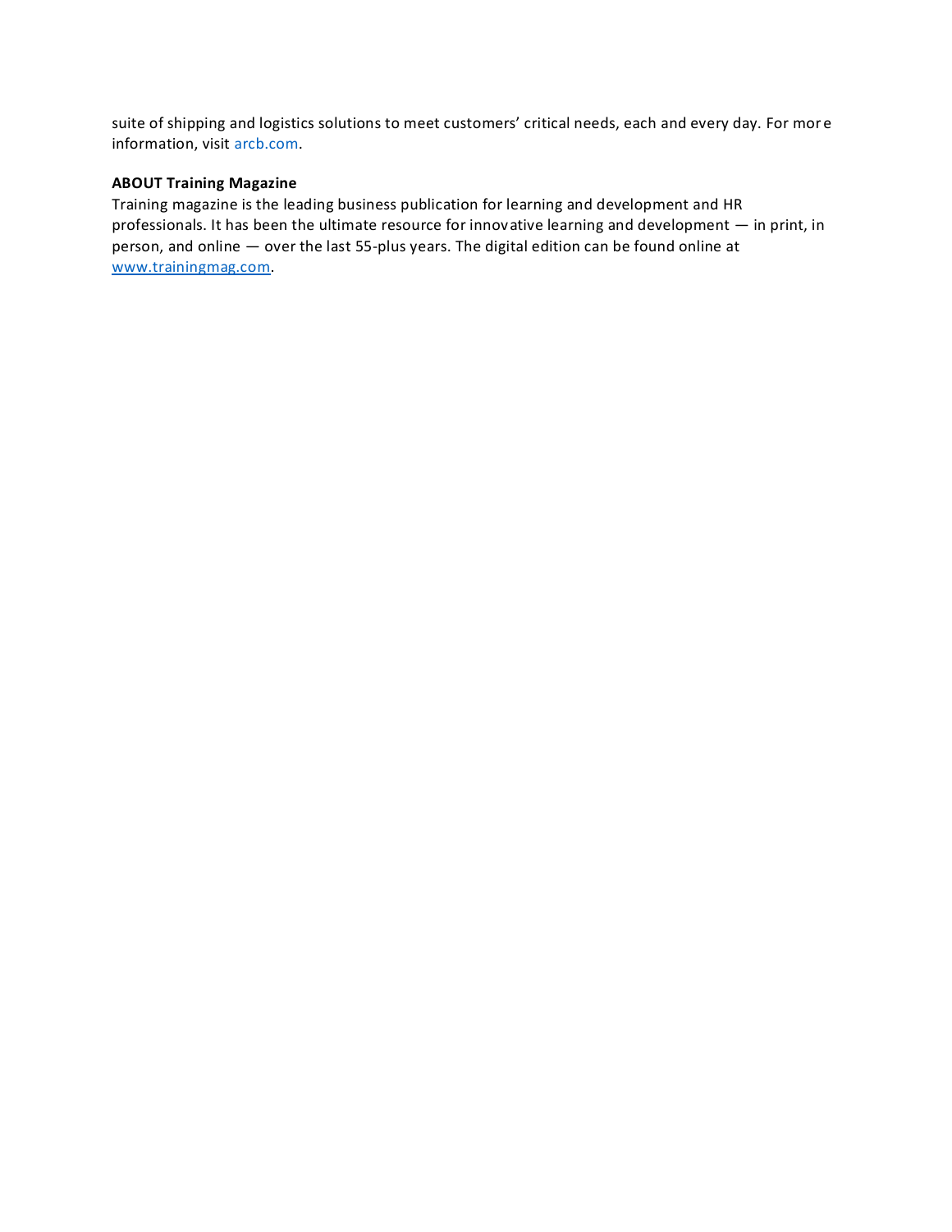suite of shipping and logistics solutions to meet customers' critical needs, each and every day. For more information, visit arcb.com.

**ABOUT Training Magazine**

Training magazine is the leading business publication for learning and development and HR professionals. It has been the ultimate resource for innovative learning and development — in print, in person, and online — over the last 55-plus years. The digital edition can be found online at www.trainingmag.com.